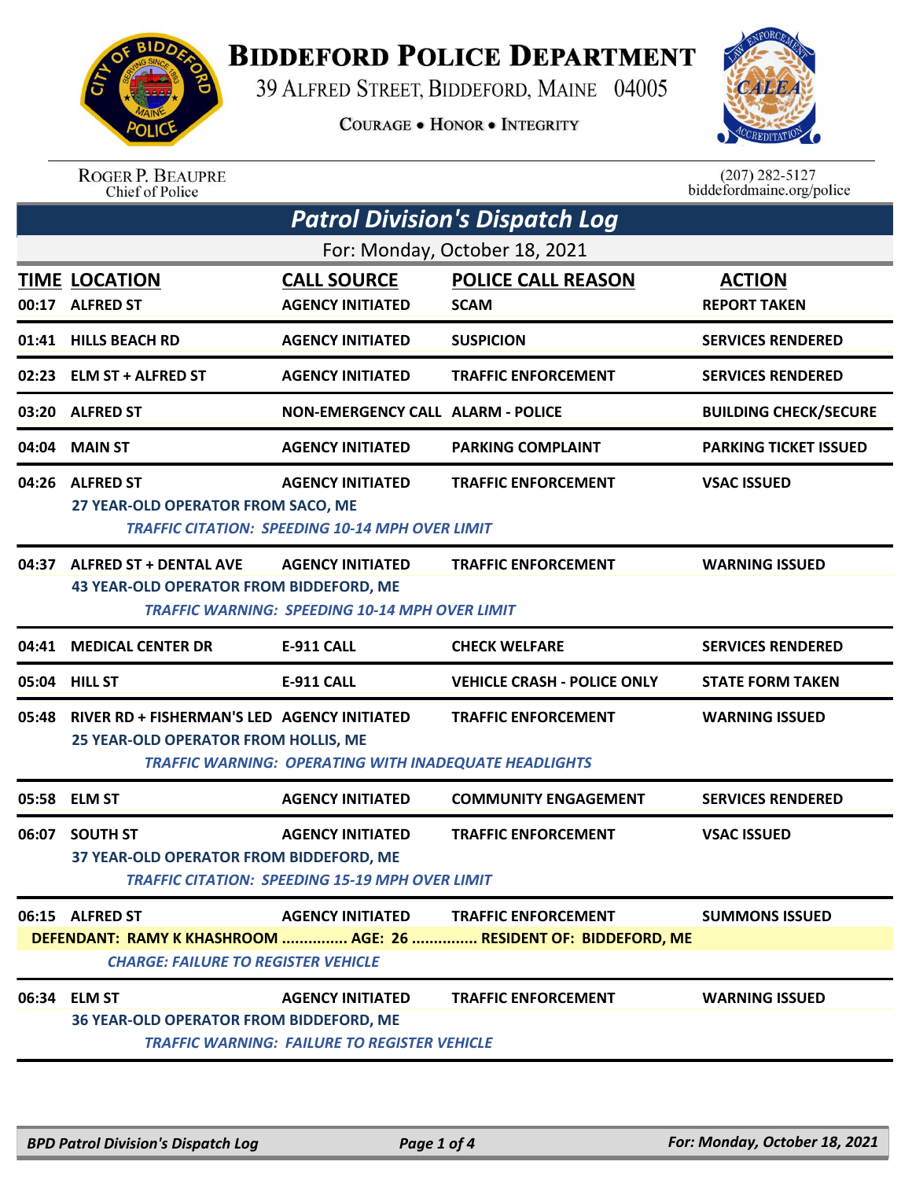# BIDDEFORD POLICE DEPARTMENT

39 ALFRED STREET, BIDDEFORD, MAINE 04005

COURAGE • HONOR • INTEGRITY

ROGER P. BEAUPRE
Chief of Police

(207) 282-5127
biddefordmaine.org/police

## Patrol Division's Dispatch Log

For: Monday, October 18, 2021

| TIME | LOCATION | CALL SOURCE | POLICE CALL REASON | ACTION |
|---|---|---|---|---|
| 00:17 | ALFRED ST | AGENCY INITIATED | SCAM | REPORT TAKEN |
| 01:41 | HILLS BEACH RD | AGENCY INITIATED | SUSPICION | SERVICES RENDERED |
| 02:23 | ELM ST + ALFRED ST | AGENCY INITIATED | TRAFFIC ENFORCEMENT | SERVICES RENDERED |
| 03:20 | ALFRED ST | NON-EMERGENCY CALL | ALARM - POLICE | BUILDING CHECK/SECURE |
| 04:04 | MAIN ST | AGENCY INITIATED | PARKING COMPLAINT | PARKING TICKET ISSUED |
| 04:26 | ALFRED ST | AGENCY INITIATED | TRAFFIC ENFORCEMENT | VSAC ISSUED |
| | 27 YEAR-OLD OPERATOR FROM SACO, ME<br>*TRAFFIC CITATION: SPEEDING 10-14 MPH OVER LIMIT* | | | |
| 04:37 | ALFRED ST + DENTAL AVE | AGENCY INITIATED | TRAFFIC ENFORCEMENT | WARNING ISSUED |
| | 43 YEAR-OLD OPERATOR FROM BIDDEFORD, ME<br>*TRAFFIC WARNING: SPEEDING 10-14 MPH OVER LIMIT* | | | |
| 04:41 | MEDICAL CENTER DR | E-911 CALL | CHECK WELFARE | SERVICES RENDERED |
| 05:04 | HILL ST | E-911 CALL | VEHICLE CRASH - POLICE ONLY | STATE FORM TAKEN |
| 05:48 | RIVER RD + FISHERMAN'S LED | AGENCY INITIATED | TRAFFIC ENFORCEMENT | WARNING ISSUED |
| | 25 YEAR-OLD OPERATOR FROM HOLLIS, ME<br>*TRAFFIC WARNING: OPERATING WITH INADEQUATE HEADLIGHTS* | | | |
| 05:58 | ELM ST | AGENCY INITIATED | COMMUNITY ENGAGEMENT | SERVICES RENDERED |
| 06:07 | SOUTH ST | AGENCY INITIATED | TRAFFIC ENFORCEMENT | VSAC ISSUED |
| | 37 YEAR-OLD OPERATOR FROM BIDDEFORD, ME<br>*TRAFFIC CITATION: SPEEDING 15-19 MPH OVER LIMIT* | | | |
| 06:15 | ALFRED ST | AGENCY INITIATED | TRAFFIC ENFORCEMENT | SUMMONS ISSUED |
| | DEFENDANT: RAMY K KHASHROOM ............... AGE: 26 ............... RESIDENT OF: BIDDEFORD, ME<br>*CHARGE: FAILURE TO REGISTER VEHICLE* | | | |
| 06:34 | ELM ST | AGENCY INITIATED | TRAFFIC ENFORCEMENT | WARNING ISSUED |
| | 36 YEAR-OLD OPERATOR FROM BIDDEFORD, ME<br>*TRAFFIC WARNING: FAILURE TO REGISTER VEHICLE* | | | |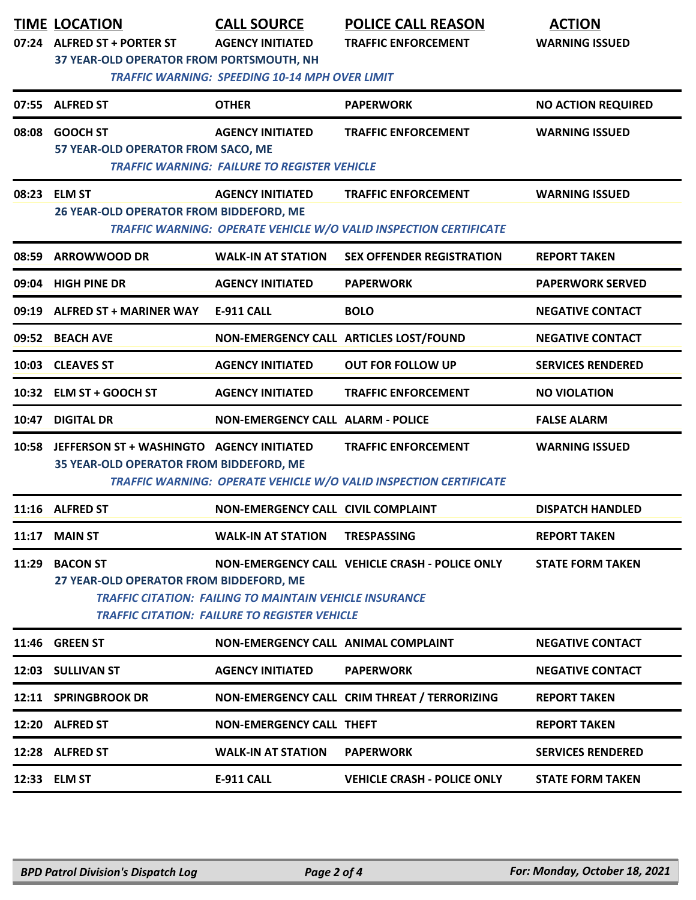| TIME | LOCATION | CALL SOURCE | POLICE CALL REASON | ACTION |
|---|---|---|---|---|
| 07:24 | ALFRED ST + PORTER ST | AGENCY INITIATED | TRAFFIC ENFORCEMENT | WARNING ISSUED |
| | 37 YEAR-OLD OPERATOR FROM PORTSMOUTH, NH<br>*TRAFFIC WARNING: SPEEDING 10-14 MPH OVER LIMIT* | | | |
| 07:55 | ALFRED ST | OTHER | PAPERWORK | NO ACTION REQUIRED |
| 08:08 | GOOCH ST | AGENCY INITIATED | TRAFFIC ENFORCEMENT | WARNING ISSUED |
| | 57 YEAR-OLD OPERATOR FROM SACO, ME<br>*TRAFFIC WARNING: FAILURE TO REGISTER VEHICLE* | | | |
| 08:23 | ELM ST | AGENCY INITIATED | TRAFFIC ENFORCEMENT | WARNING ISSUED |
| | 26 YEAR-OLD OPERATOR FROM BIDDEFORD, ME<br>*TRAFFIC WARNING: OPERATE VEHICLE W/O VALID INSPECTION CERTIFICATE* | | | |
| 08:59 | ARROWWOOD DR | WALK-IN AT STATION | SEX OFFENDER REGISTRATION | REPORT TAKEN |
| 09:04 | HIGH PINE DR | AGENCY INITIATED | PAPERWORK | PAPERWORK SERVED |
| 09:19 | ALFRED ST + MARINER WAY | E-911 CALL | BOLO | NEGATIVE CONTACT |
| 09:52 | BEACH AVE | NON-EMERGENCY CALL | ARTICLES LOST/FOUND | NEGATIVE CONTACT |
| 10:03 | CLEAVES ST | AGENCY INITIATED | OUT FOR FOLLOW UP | SERVICES RENDERED |
| 10:32 | ELM ST + GOOCH ST | AGENCY INITIATED | TRAFFIC ENFORCEMENT | NO VIOLATION |
| 10:47 | DIGITAL DR | NON-EMERGENCY CALL | ALARM - POLICE | FALSE ALARM |
| 10:58 | JEFFERSON ST + WASHINGTO | AGENCY INITIATED | TRAFFIC ENFORCEMENT | WARNING ISSUED |
| | 35 YEAR-OLD OPERATOR FROM BIDDEFORD, ME<br>*TRAFFIC WARNING: OPERATE VEHICLE W/O VALID INSPECTION CERTIFICATE* | | | |
| 11:16 | ALFRED ST | NON-EMERGENCY CALL | CIVIL COMPLAINT | DISPATCH HANDLED |
| 11:17 | MAIN ST | WALK-IN AT STATION | TRESPASSING | REPORT TAKEN |
| 11:29 | BACON ST | NON-EMERGENCY CALL | VEHICLE CRASH - POLICE ONLY | STATE FORM TAKEN |
| | 27 YEAR-OLD OPERATOR FROM BIDDEFORD, ME<br>*TRAFFIC CITATION: FAILING TO MAINTAIN VEHICLE INSURANCE*<br>*TRAFFIC CITATION: FAILURE TO REGISTER VEHICLE* | | | |
| 11:46 | GREEN ST | NON-EMERGENCY CALL | ANIMAL COMPLAINT | NEGATIVE CONTACT |
| 12:03 | SULLIVAN ST | AGENCY INITIATED | PAPERWORK | NEGATIVE CONTACT |
| 12:11 | SPRINGBROOK DR | NON-EMERGENCY CALL | CRIM THREAT / TERRORIZING | REPORT TAKEN |
| 12:20 | ALFRED ST | NON-EMERGENCY CALL | THEFT | REPORT TAKEN |
| 12:28 | ALFRED ST | WALK-IN AT STATION | PAPERWORK | SERVICES RENDERED |
| 12:33 | ELM ST | E-911 CALL | VEHICLE CRASH - POLICE ONLY | STATE FORM TAKEN |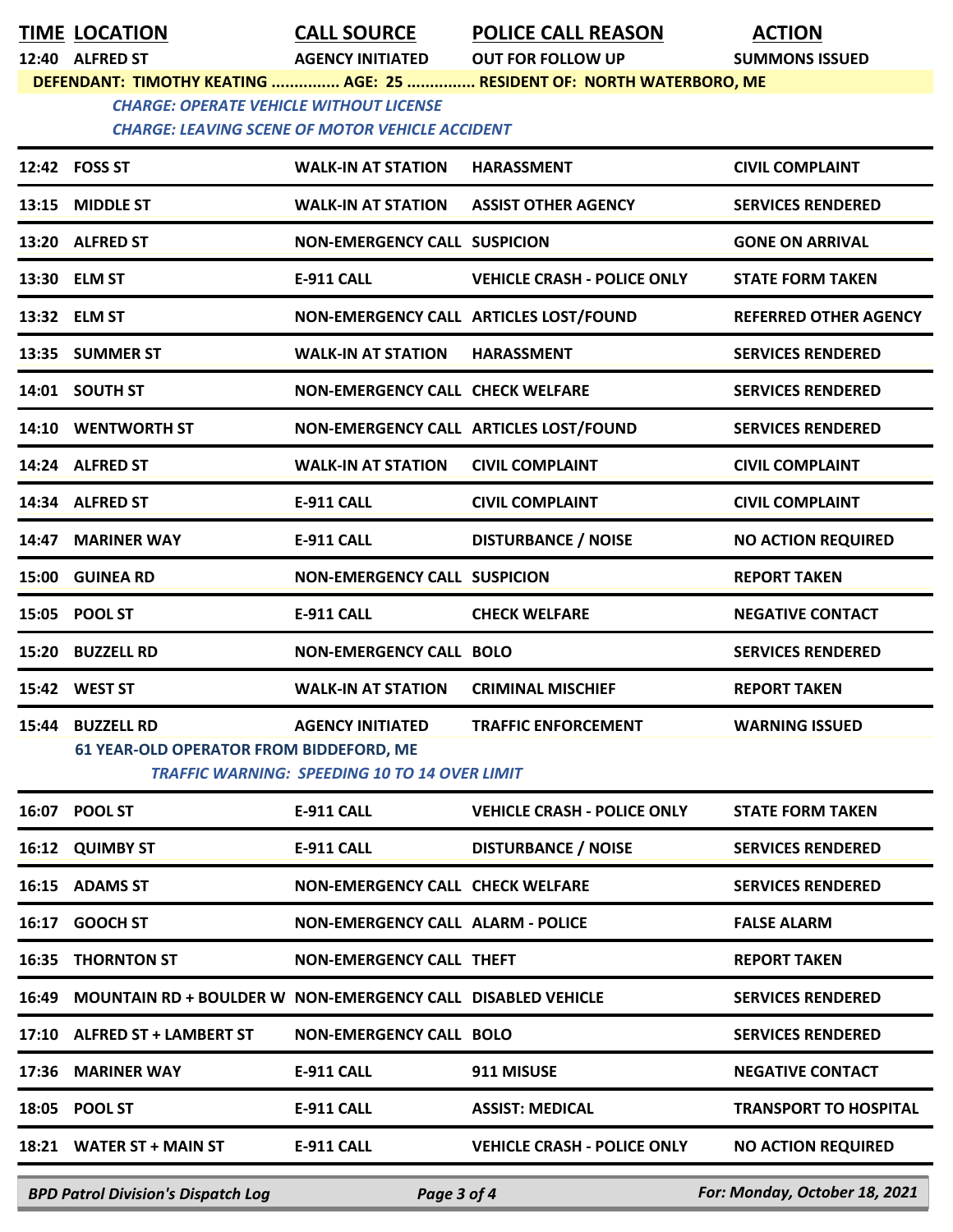| TIME | LOCATION | CALL SOURCE | POLICE CALL REASON | ACTION |
|---|---|---|---|---|
| 12:40 | ALFRED ST | AGENCY INITIATED | OUT FOR FOLLOW UP | SUMMONS ISSUED |

**DEFENDANT: TIMOTHY KEATING ............... AGE: 25 ............... RESIDENT OF: NORTH WATERBORO, ME**

*CHARGE: OPERATE VEHICLE WITHOUT LICENSE*

*CHARGE: LEAVING SCENE OF MOTOR VEHICLE ACCIDENT*

| TIME | LOCATION | CALL SOURCE | POLICE CALL REASON | ACTION |
|---|---|---|---|---|
| 12:42 | FOSS ST | WALK-IN AT STATION | HARASSMENT | CIVIL COMPLAINT |
| 13:15 | MIDDLE ST | WALK-IN AT STATION | ASSIST OTHER AGENCY | SERVICES RENDERED |
| 13:20 | ALFRED ST | NON-EMERGENCY CALL | SUSPICION | GONE ON ARRIVAL |
| 13:30 | ELM ST | E-911 CALL | VEHICLE CRASH - POLICE ONLY | STATE FORM TAKEN |
| 13:32 | ELM ST | NON-EMERGENCY CALL | ARTICLES LOST/FOUND | REFERRED OTHER AGENCY |
| 13:35 | SUMMER ST | WALK-IN AT STATION | HARASSMENT | SERVICES RENDERED |
| 14:01 | SOUTH ST | NON-EMERGENCY CALL | CHECK WELFARE | SERVICES RENDERED |
| 14:10 | WENTWORTH ST | NON-EMERGENCY CALL | ARTICLES LOST/FOUND | SERVICES RENDERED |
| 14:24 | ALFRED ST | WALK-IN AT STATION | CIVIL COMPLAINT | CIVIL COMPLAINT |
| 14:34 | ALFRED ST | E-911 CALL | CIVIL COMPLAINT | CIVIL COMPLAINT |
| 14:47 | MARINER WAY | E-911 CALL | DISTURBANCE / NOISE | NO ACTION REQUIRED |
| 15:00 | GUINEA RD | NON-EMERGENCY CALL | SUSPICION | REPORT TAKEN |
| 15:05 | POOL ST | E-911 CALL | CHECK WELFARE | NEGATIVE CONTACT |
| 15:20 | BUZZELL RD | NON-EMERGENCY CALL | BOLO | SERVICES RENDERED |
| 15:42 | WEST ST | WALK-IN AT STATION | CRIMINAL MISCHIEF | REPORT TAKEN |
| 15:44 | BUZZELL RD | AGENCY INITIATED | TRAFFIC ENFORCEMENT | WARNING ISSUED |

**61 YEAR-OLD OPERATOR FROM BIDDEFORD, ME**

*TRAFFIC WARNING: SPEEDING 10 TO 14 OVER LIMIT*

| TIME | LOCATION | CALL SOURCE | POLICE CALL REASON | ACTION |
|---|---|---|---|---|
| 16:07 | POOL ST | E-911 CALL | VEHICLE CRASH - POLICE ONLY | STATE FORM TAKEN |
| 16:12 | QUIMBY ST | E-911 CALL | DISTURBANCE / NOISE | SERVICES RENDERED |
| 16:15 | ADAMS ST | NON-EMERGENCY CALL | CHECK WELFARE | SERVICES RENDERED |
| 16:17 | GOOCH ST | NON-EMERGENCY CALL | ALARM - POLICE | FALSE ALARM |
| 16:35 | THORNTON ST | NON-EMERGENCY CALL | THEFT | REPORT TAKEN |
| 16:49 | MOUNTAIN RD + BOULDER W | NON-EMERGENCY CALL | DISABLED VEHICLE | SERVICES RENDERED |
| 17:10 | ALFRED ST + LAMBERT ST | NON-EMERGENCY CALL | BOLO | SERVICES RENDERED |
| 17:36 | MARINER WAY | E-911 CALL | 911 MISUSE | NEGATIVE CONTACT |
| 18:05 | POOL ST | E-911 CALL | ASSIST: MEDICAL | TRANSPORT TO HOSPITAL |
| 18:21 | WATER ST + MAIN ST | E-911 CALL | VEHICLE CRASH - POLICE ONLY | NO ACTION REQUIRED |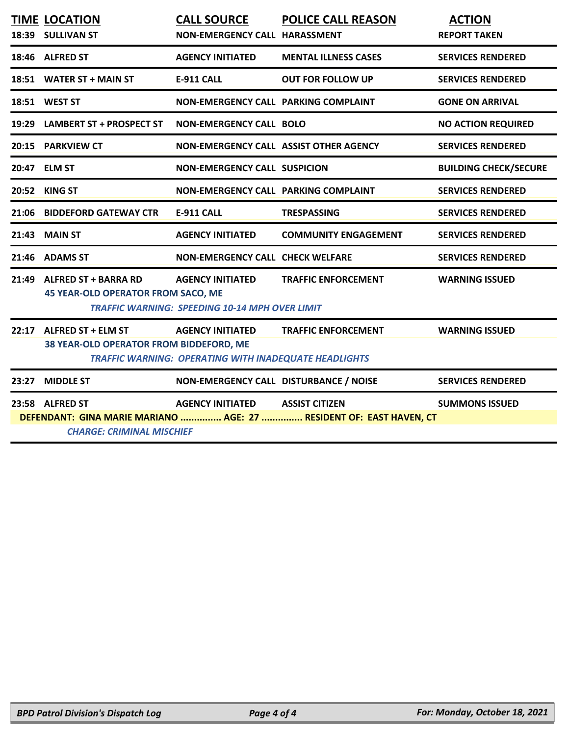| TIME | LOCATION | CALL SOURCE | POLICE CALL REASON | ACTION |
|---|---|---|---|---|
| 18:39 | SULLIVAN ST | NON-EMERGENCY CALL | HARASSMENT | REPORT TAKEN |
| 18:46 | ALFRED ST | AGENCY INITIATED | MENTAL ILLNESS CASES | SERVICES RENDERED |
| 18:51 | WATER ST + MAIN ST | E-911 CALL | OUT FOR FOLLOW UP | SERVICES RENDERED |
| 18:51 | WEST ST | NON-EMERGENCY CALL | PARKING COMPLAINT | GONE ON ARRIVAL |
| 19:29 | LAMBERT ST + PROSPECT ST | NON-EMERGENCY CALL | BOLO | NO ACTION REQUIRED |
| 20:15 | PARKVIEW CT | NON-EMERGENCY CALL | ASSIST OTHER AGENCY | SERVICES RENDERED |
| 20:47 | ELM ST | NON-EMERGENCY CALL | SUSPICION | BUILDING CHECK/SECURE |
| 20:52 | KING ST | NON-EMERGENCY CALL | PARKING COMPLAINT | SERVICES RENDERED |
| 21:06 | BIDDEFORD GATEWAY CTR | E-911 CALL | TRESPASSING | SERVICES RENDERED |
| 21:43 | MAIN ST | AGENCY INITIATED | COMMUNITY ENGAGEMENT | SERVICES RENDERED |
| 21:46 | ADAMS ST | NON-EMERGENCY CALL | CHECK WELFARE | SERVICES RENDERED |
| 21:49 | ALFRED ST + BARRA RD<br>45 YEAR-OLD OPERATOR FROM SACO, ME<br>*TRAFFIC WARNING: SPEEDING 10-14 MPH OVER LIMIT* | AGENCY INITIATED | TRAFFIC ENFORCEMENT | WARNING ISSUED |
| 22:17 | ALFRED ST + ELM ST<br>38 YEAR-OLD OPERATOR FROM BIDDEFORD, ME<br>*TRAFFIC WARNING: OPERATING WITH INADEQUATE HEADLIGHTS* | AGENCY INITIATED | TRAFFIC ENFORCEMENT | WARNING ISSUED |
| 23:27 | MIDDLE ST | NON-EMERGENCY CALL | DISTURBANCE / NOISE | SERVICES RENDERED |
| 23:58 | ALFRED ST<br>DEFENDANT: GINA MARIE MARIANO ............... AGE: 27 ............... RESIDENT OF: EAST HAVEN, CT<br>*CHARGE: CRIMINAL MISCHIEF* | AGENCY INITIATED | ASSIST CITIZEN | SUMMONS ISSUED |

*BPD Patrol Division's Dispatch Log* — For: Monday, October 18, 2021